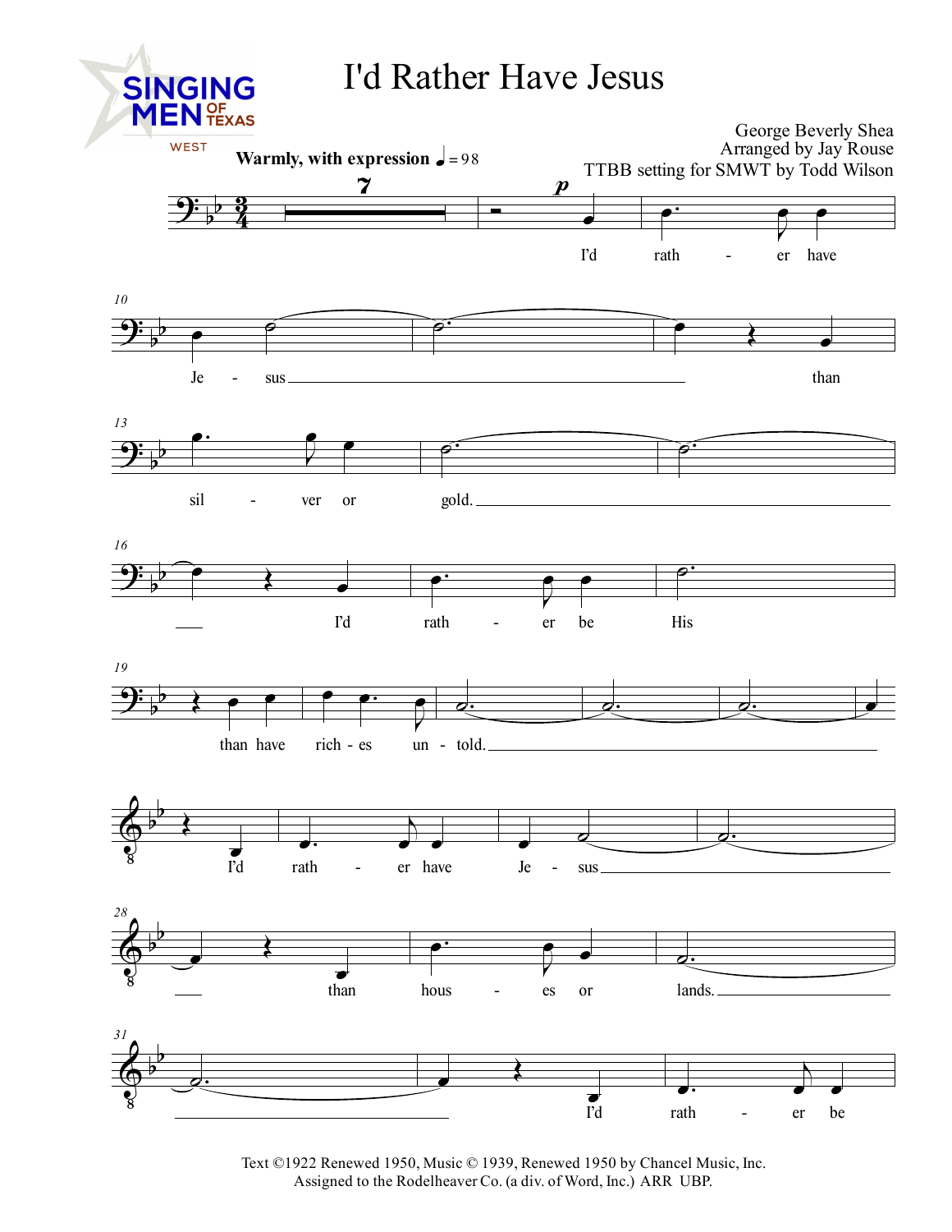# I'd Rather Have Jesus

SINGING MEN OF TEXAS WEST

George Beverly Shea
Arranged by Jay Rouse
TTBB setting for SMWT by Todd Wilson

**Warmly, with expression** ♩= 98

I'd rath - er have Je - sus than sil - ver or gold. I'd rath - er be His than have rich - es un - told. I'd rath - er have Je - sus than hous - es or lands. I'd rath - er be

Text ©1922 Renewed 1950, Music © 1939, Renewed 1950 by Chancel Music, Inc.
Assigned to the Rodelheaver Co. (a div. of Word, Inc.) ARR UBP.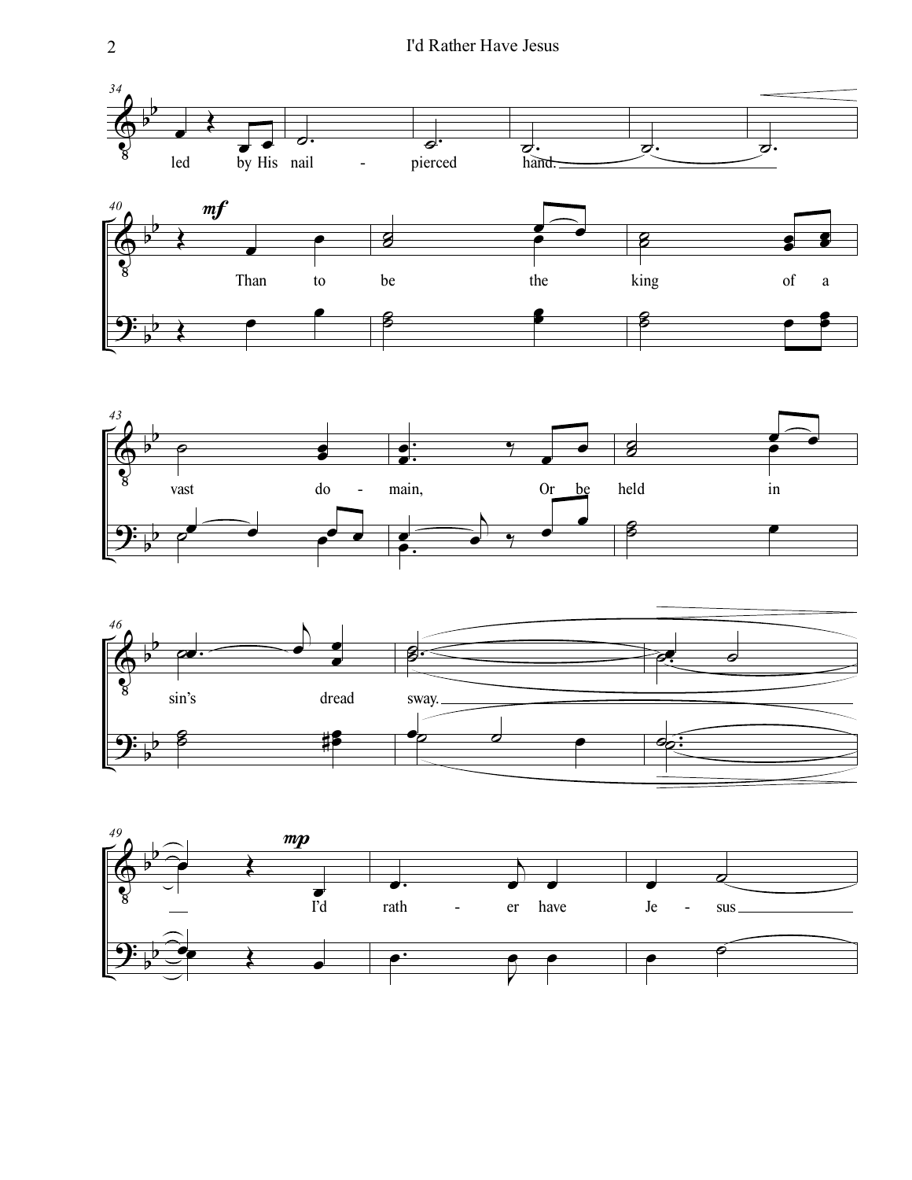led by His nail - pierced hand.

*mf*

Than to be the king of a vast do - main, Or be held in sin's dread sway.

*mp*

I'd rath - er have Je - sus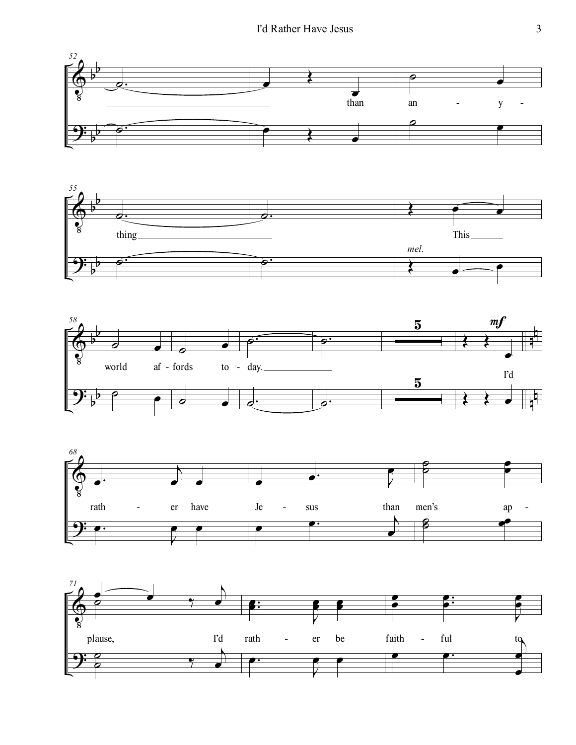than any - thing

This world af - fords to - day.

*mel.*

**5**

*mf*

I'd rath - er have Je - sus than men's ap - plause, I'd rath - er be faith - ful to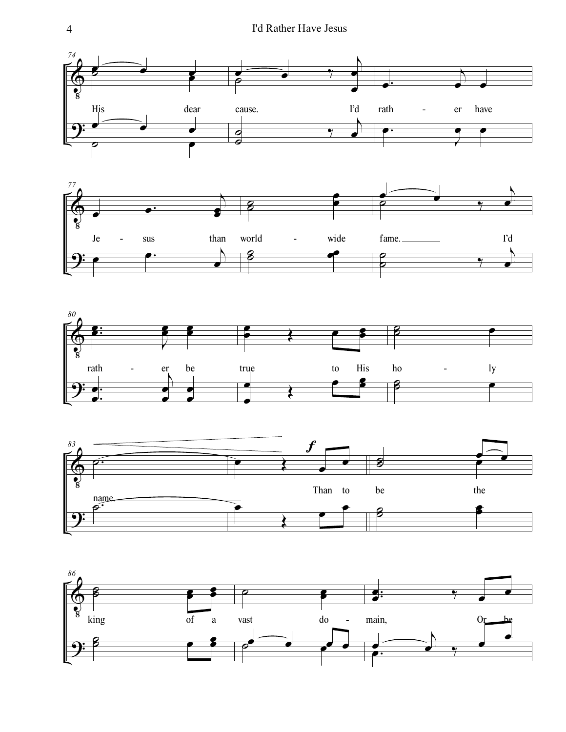His dear cause. I'd rath - er have Je - sus than world - wide fame. I'd rath - er be true to His ho - ly name. Than to be the king of a vast do - main, Or be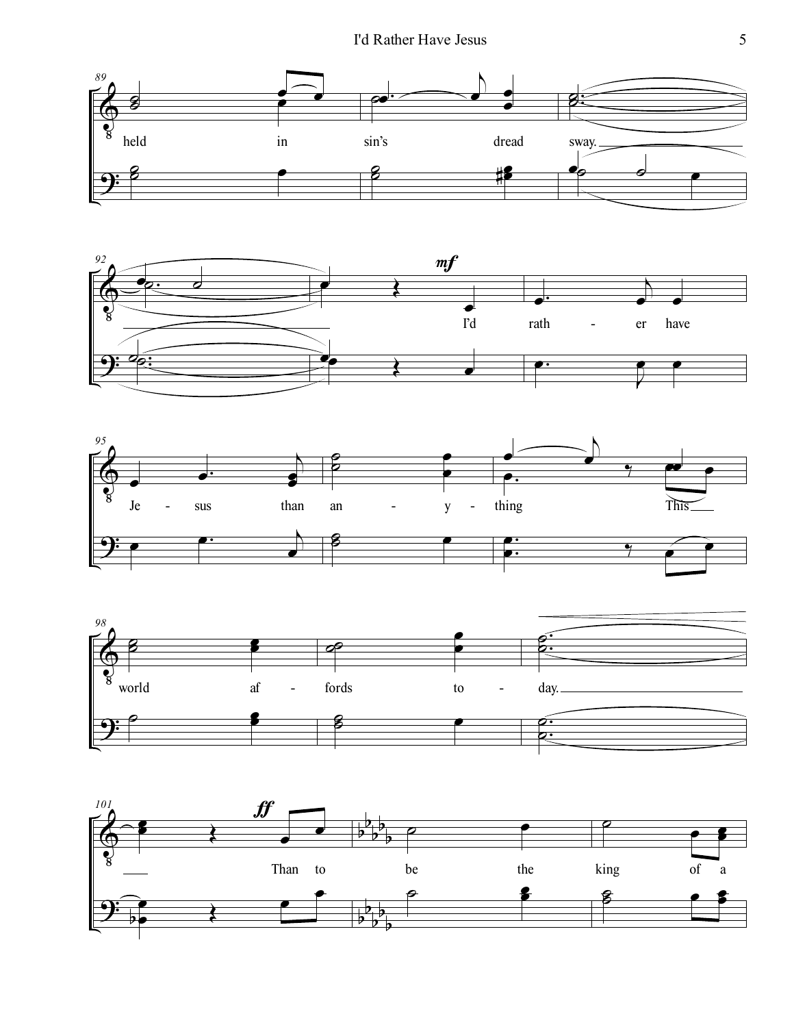held in sin's dread sway.

I'd rath - er have Je - sus than an - y - thing This world af - fords to - day.

Than to be the king of a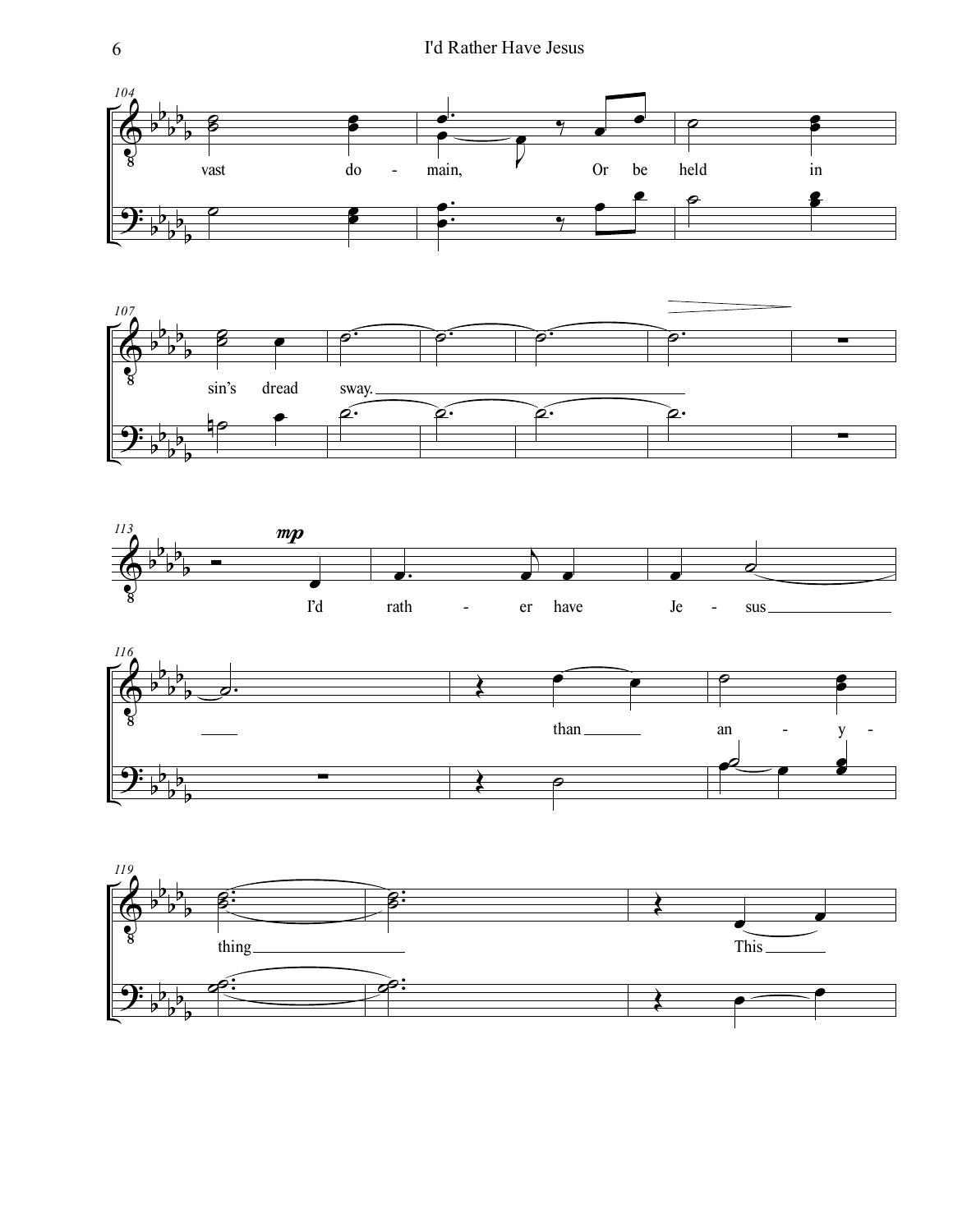104

vast do - main, Or be held in

107

sin's dread sway.

113

*mp*

I'd rath - er have Je - sus

116

than an - y -

119

thing This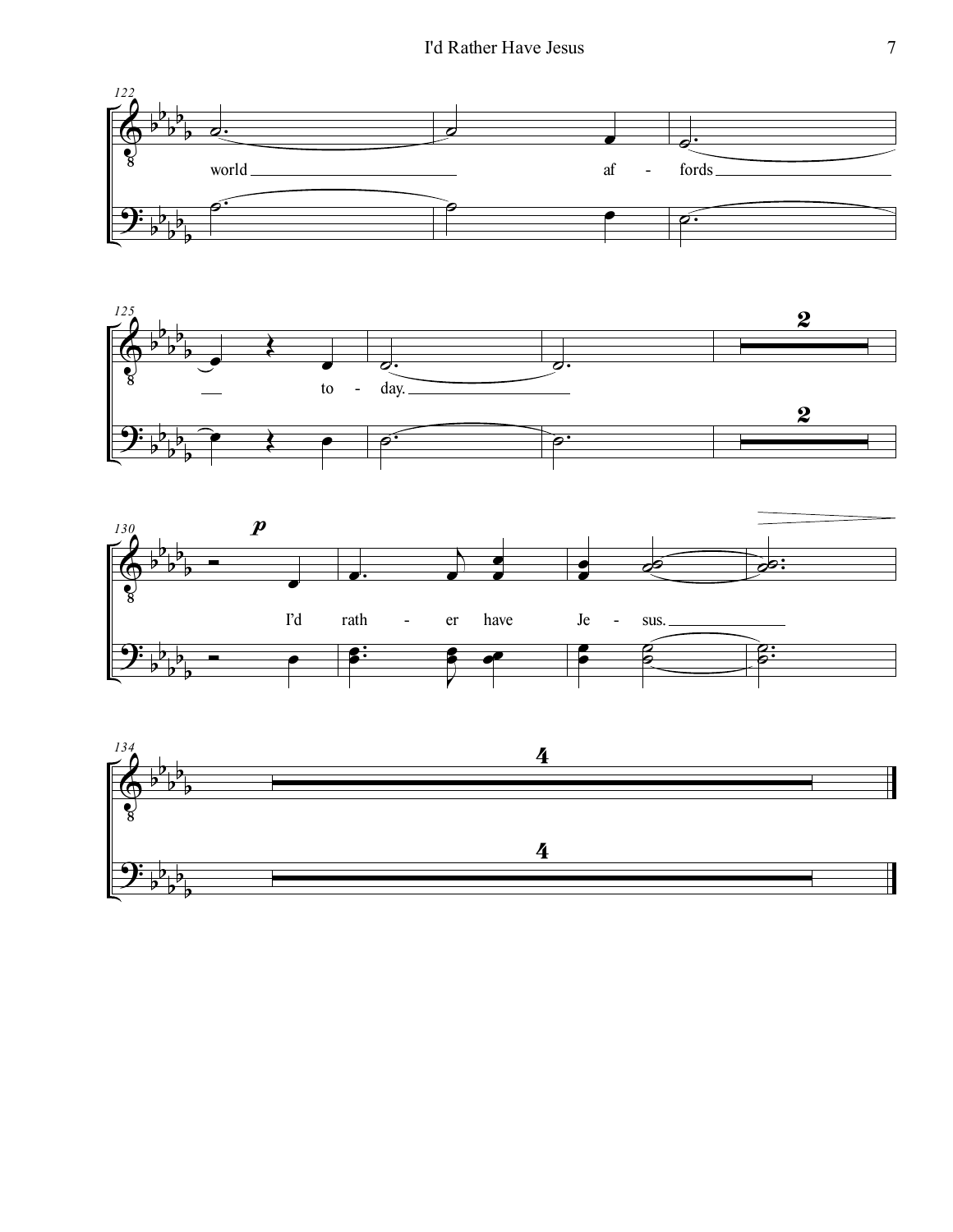122

world af - fords

125

to - day.

2

2

130

*p*

I'd rath - er have Je - sus.

134

4

4